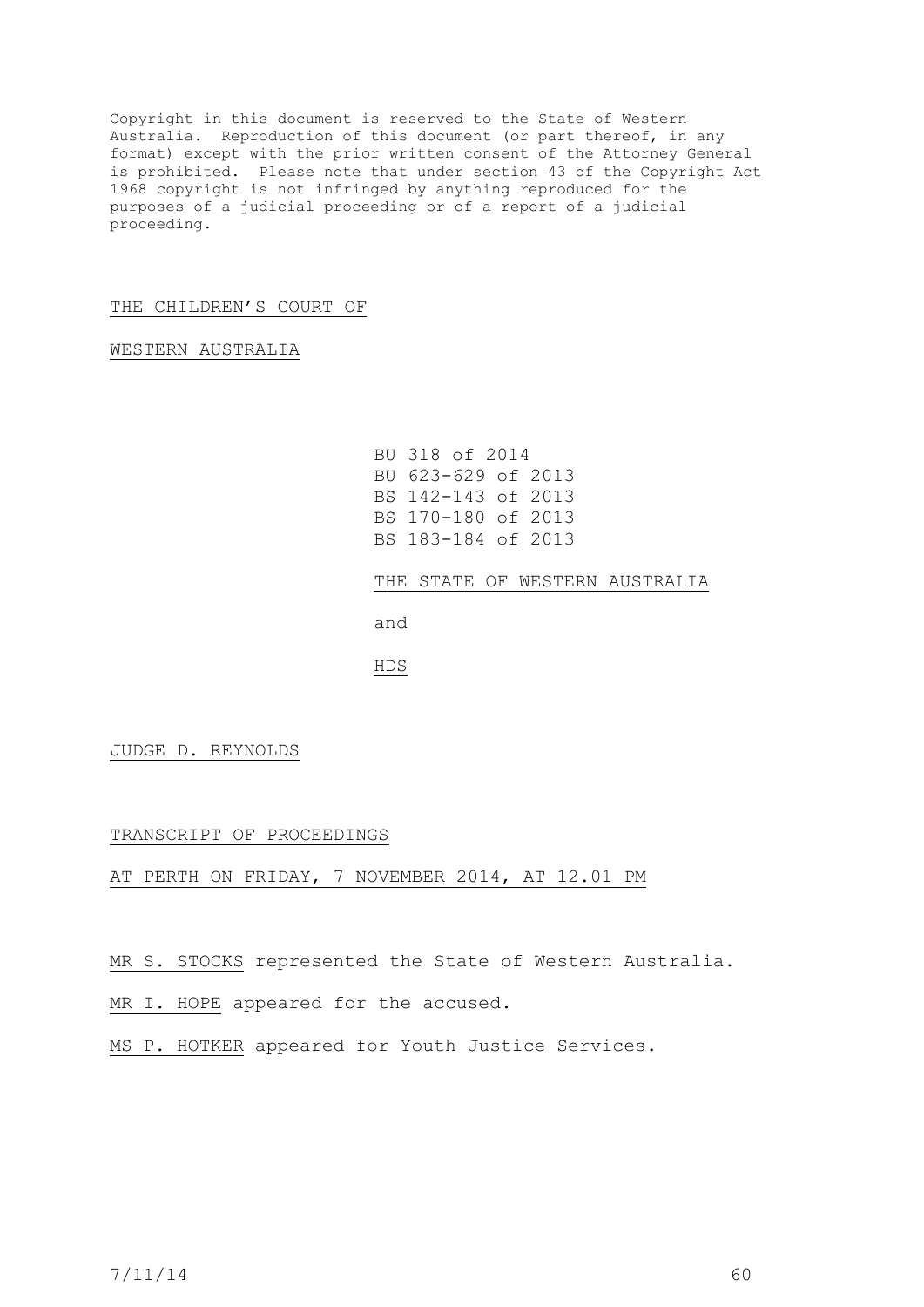Copyright in this document is reserved to the State of Western Australia. Reproduction of this document (or part thereof, in any format) except with the prior written consent of the Attorney General is prohibited. Please note that under section 43 of the Copyright Act 1968 copyright is not infringed by anything reproduced for the purposes of a judicial proceeding or of a report of a judicial proceeding.

THE CHILDREN'S COURT OF

WESTERN AUSTRALIA

BU 318 of 2014
BU 623-629 of 2013
BS 142-143 of 2013
BS 170-180 of 2013
BS 183-184 of 2013

THE STATE OF WESTERN AUSTRALIA

and

HDS

JUDGE D. REYNOLDS

TRANSCRIPT OF PROCEEDINGS

AT PERTH ON FRIDAY, 7 NOVEMBER 2014, AT 12.01 PM

MR S. STOCKS represented the State of Western Australia.

MR I. HOPE appeared for the accused.

MS P. HOTKER appeared for Youth Justice Services.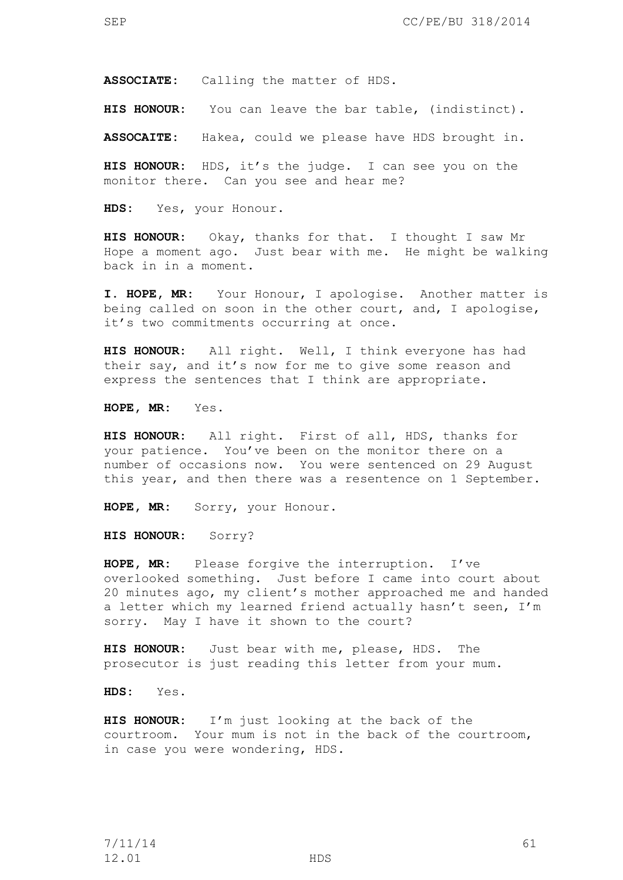**ASSOCIATE**: Calling the matter of HDS.

**HIS HONOUR**: You can leave the bar table, (indistinct).

**ASSOCAITE**: Hakea, could we please have HDS brought in.

**HIS HONOUR**: HDS, it's the judge. I can see you on the monitor there. Can you see and hear me?

**HDS**: Yes, your Honour.

**HIS HONOUR**: Okay, thanks for that. I thought I saw Mr Hope a moment ago. Just bear with me. He might be walking back in in a moment.

**I. HOPE, MR**: Your Honour, I apologise. Another matter is being called on soon in the other court, and, I apologise, it's two commitments occurring at once.

**HIS HONOUR**: All right. Well, I think everyone has had their say, and it's now for me to give some reason and express the sentences that I think are appropriate.

**HOPE, MR**: Yes.

**HIS HONOUR**: All right. First of all, HDS, thanks for your patience. You've been on the monitor there on a number of occasions now. You were sentenced on 29 August this year, and then there was a resentence on 1 September.

**HOPE, MR**: Sorry, your Honour.

**HIS HONOUR**: Sorry?

**HOPE, MR**: Please forgive the interruption. I've overlooked something. Just before I came into court about 20 minutes ago, my client's mother approached me and handed a letter which my learned friend actually hasn't seen, I'm sorry. May I have it shown to the court?

**HIS HONOUR**: Just bear with me, please, HDS. The prosecutor is just reading this letter from your mum.

**HDS**: Yes.

**HIS HONOUR**: I'm just looking at the back of the courtroom. Your mum is not in the back of the courtroom, in case you were wondering, HDS.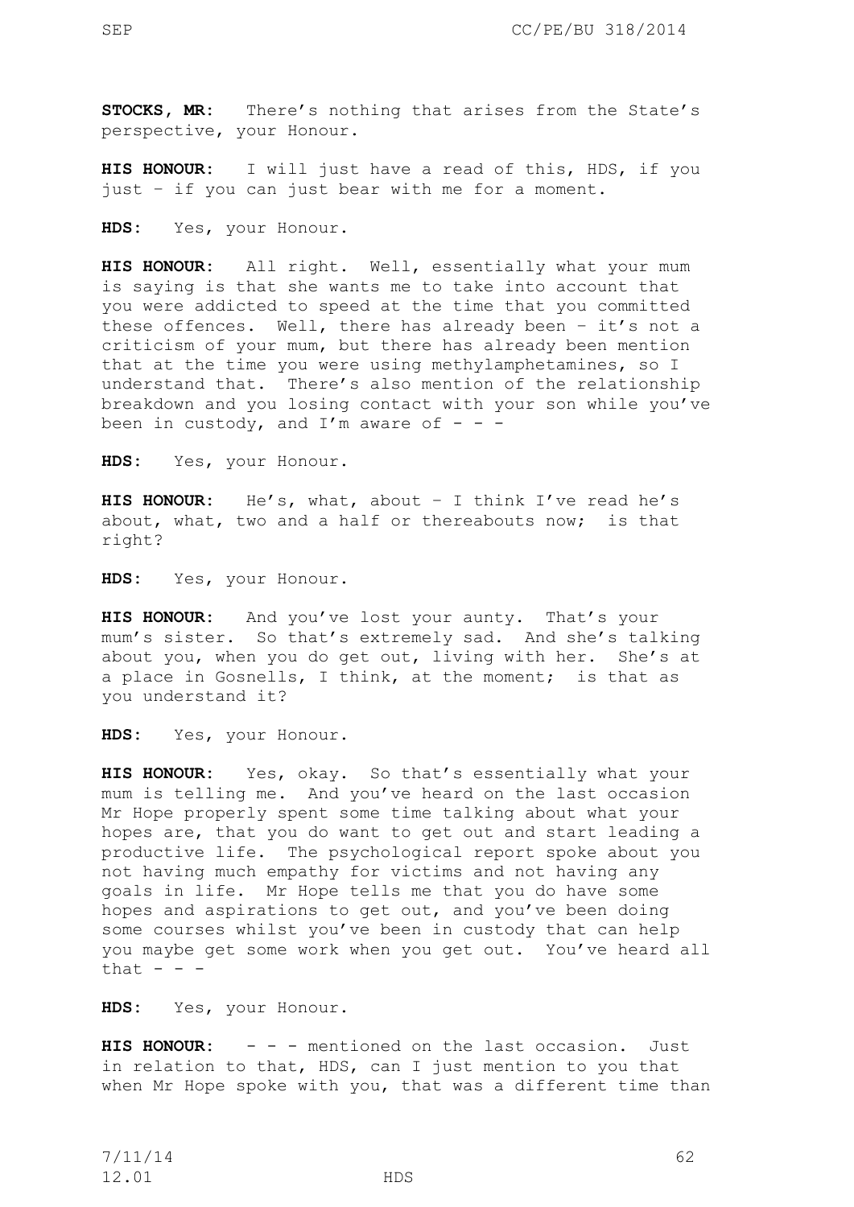**STOCKS, MR**: There's nothing that arises from the State's perspective, your Honour.

**HIS HONOUR**: I will just have a read of this, HDS, if you just – if you can just bear with me for a moment.

**HDS**: Yes, your Honour.

**HIS HONOUR**: All right. Well, essentially what your mum is saying is that she wants me to take into account that you were addicted to speed at the time that you committed these offences. Well, there has already been – it's not a criticism of your mum, but there has already been mention that at the time you were using methylamphetamines, so I understand that. There's also mention of the relationship breakdown and you losing contact with your son while you've been in custody, and I'm aware of - - -

**HDS**: Yes, your Honour.

**HIS HONOUR**: He's, what, about – I think I've read he's about, what, two and a half or thereabouts now; is that right?

**HDS**: Yes, your Honour.

**HIS HONOUR**: And you've lost your aunty. That's your mum's sister. So that's extremely sad. And she's talking about you, when you do get out, living with her. She's at a place in Gosnells, I think, at the moment; is that as you understand it?

**HDS**: Yes, your Honour.

**HIS HONOUR**: Yes, okay. So that's essentially what your mum is telling me. And you've heard on the last occasion Mr Hope properly spent some time talking about what your hopes are, that you do want to get out and start leading a productive life. The psychological report spoke about you not having much empathy for victims and not having any goals in life. Mr Hope tells me that you do have some hopes and aspirations to get out, and you've been doing some courses whilst you've been in custody that can help you maybe get some work when you get out. You've heard all that - - -

**HDS**: Yes, your Honour.

**HIS HONOUR**: - - - mentioned on the last occasion. Just in relation to that, HDS, can I just mention to you that when Mr Hope spoke with you, that was a different time than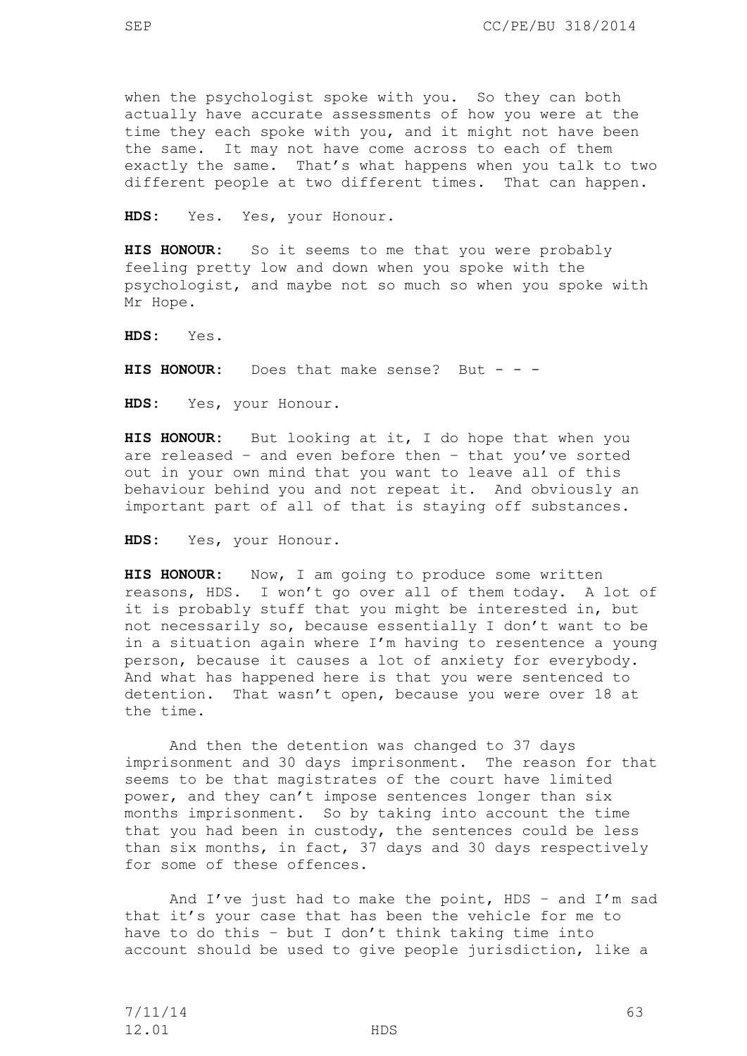when the psychologist spoke with you. So they can both actually have accurate assessments of how you were at the time they each spoke with you, and it might not have been the same. It may not have come across to each of them exactly the same. That's what happens when you talk to two different people at two different times. That can happen.

**HDS:** Yes. Yes, your Honour.

**HIS HONOUR:** So it seems to me that you were probably feeling pretty low and down when you spoke with the psychologist, and maybe not so much so when you spoke with Mr Hope.

**HDS:** Yes.

**HIS HONOUR:** Does that make sense? But - - -

**HDS:** Yes, your Honour.

**HIS HONOUR:** But looking at it, I do hope that when you are released – and even before then – that you've sorted out in your own mind that you want to leave all of this behaviour behind you and not repeat it. And obviously an important part of all of that is staying off substances.

**HDS:** Yes, your Honour.

**HIS HONOUR:** Now, I am going to produce some written reasons, HDS. I won't go over all of them today. A lot of it is probably stuff that you might be interested in, but not necessarily so, because essentially I don't want to be in a situation again where I'm having to resentence a young person, because it causes a lot of anxiety for everybody. And what has happened here is that you were sentenced to detention. That wasn't open, because you were over 18 at the time.

And then the detention was changed to 37 days imprisonment and 30 days imprisonment. The reason for that seems to be that magistrates of the court have limited power, and they can't impose sentences longer than six months imprisonment. So by taking into account the time that you had been in custody, the sentences could be less than six months, in fact, 37 days and 30 days respectively for some of these offences.

And I've just had to make the point, HDS – and I'm sad that it's your case that has been the vehicle for me to have to do this – but I don't think taking time into account should be used to give people jurisdiction, like a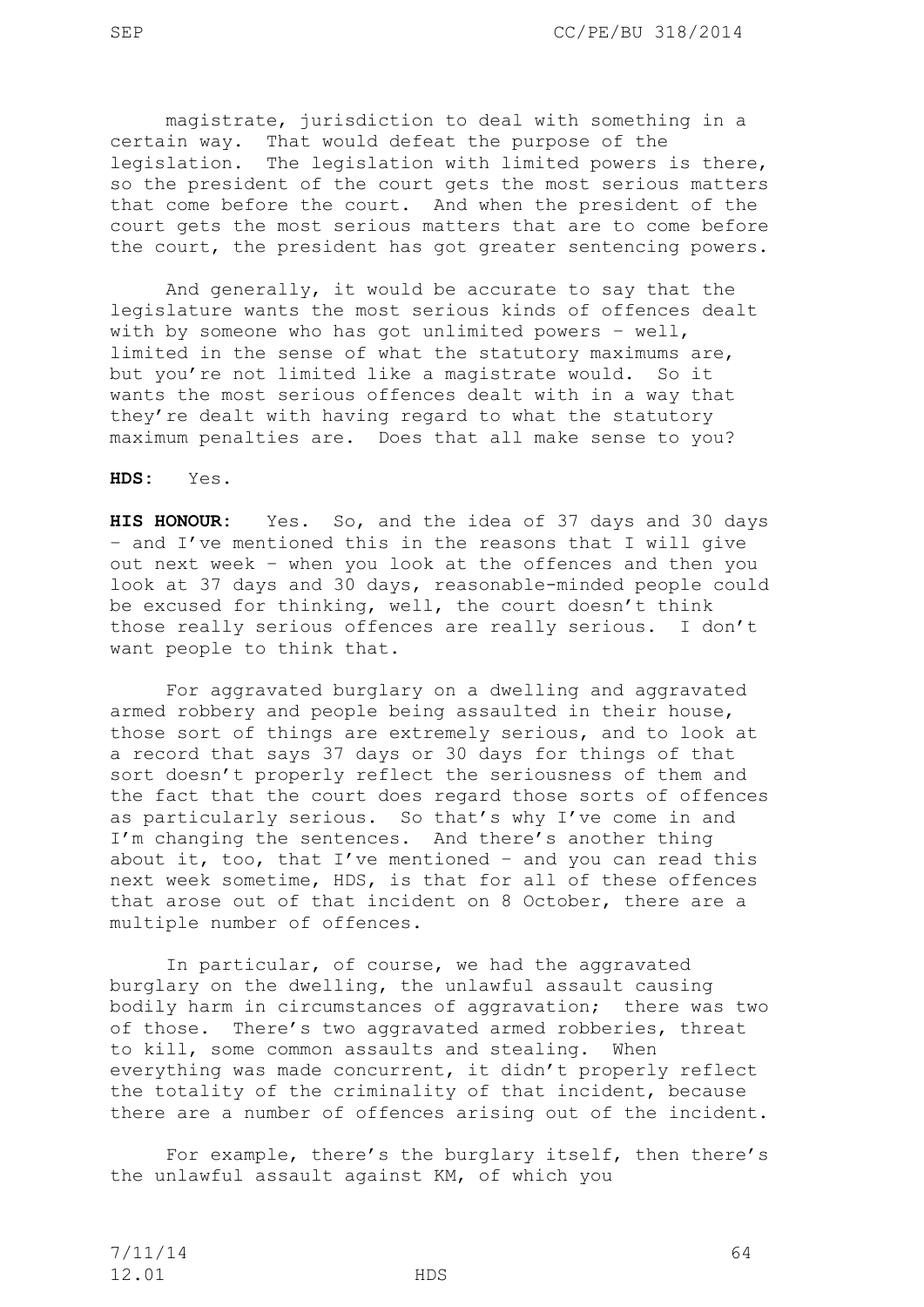magistrate, jurisdiction to deal with something in a certain way. That would defeat the purpose of the legislation. The legislation with limited powers is there, so the president of the court gets the most serious matters that come before the court. And when the president of the court gets the most serious matters that are to come before the court, the president has got greater sentencing powers.

And generally, it would be accurate to say that the legislature wants the most serious kinds of offences dealt with by someone who has got unlimited powers – well, limited in the sense of what the statutory maximums are, but you're not limited like a magistrate would. So it wants the most serious offences dealt with in a way that they're dealt with having regard to what the statutory maximum penalties are. Does that all make sense to you?

**HDS:** Yes.

**HIS HONOUR:** Yes. So, and the idea of 37 days and 30 days – and I've mentioned this in the reasons that I will give out next week – when you look at the offences and then you look at 37 days and 30 days, reasonable-minded people could be excused for thinking, well, the court doesn't think those really serious offences are really serious. I don't want people to think that.

For aggravated burglary on a dwelling and aggravated armed robbery and people being assaulted in their house, those sort of things are extremely serious, and to look at a record that says 37 days or 30 days for things of that sort doesn't properly reflect the seriousness of them and the fact that the court does regard those sorts of offences as particularly serious. So that's why I've come in and I'm changing the sentences. And there's another thing about it, too, that I've mentioned – and you can read this next week sometime, HDS, is that for all of these offences that arose out of that incident on 8 October, there are a multiple number of offences.

In particular, of course, we had the aggravated burglary on the dwelling, the unlawful assault causing bodily harm in circumstances of aggravation; there was two of those. There's two aggravated armed robberies, threat to kill, some common assaults and stealing. When everything was made concurrent, it didn't properly reflect the totality of the criminality of that incident, because there are a number of offences arising out of the incident.

For example, there's the burglary itself, then there's the unlawful assault against KM, of which you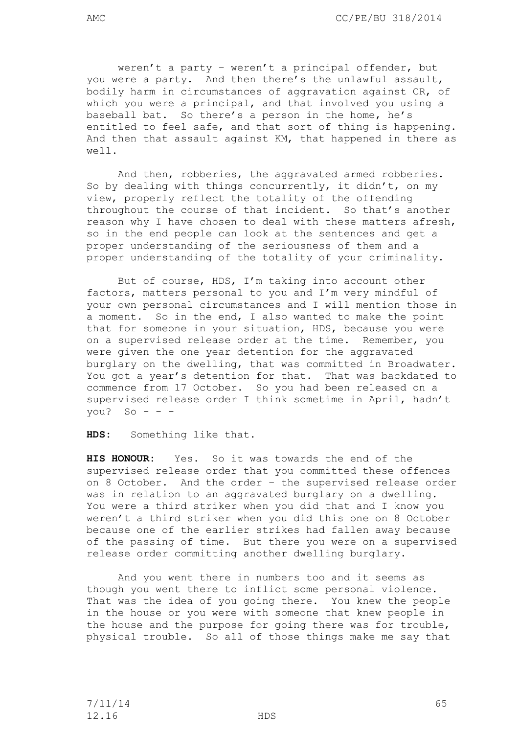weren't a party – weren't a principal offender, but you were a party. And then there's the unlawful assault, bodily harm in circumstances of aggravation against CR, of which you were a principal, and that involved you using a baseball bat. So there's a person in the home, he's entitled to feel safe, and that sort of thing is happening. And then that assault against KM, that happened in there as well.

And then, robberies, the aggravated armed robberies. So by dealing with things concurrently, it didn't, on my view, properly reflect the totality of the offending throughout the course of that incident. So that's another reason why I have chosen to deal with these matters afresh, so in the end people can look at the sentences and get a proper understanding of the seriousness of them and a proper understanding of the totality of your criminality.

But of course, HDS, I'm taking into account other factors, matters personal to you and I'm very mindful of your own personal circumstances and I will mention those in a moment. So in the end, I also wanted to make the point that for someone in your situation, HDS, because you were on a supervised release order at the time. Remember, you were given the one year detention for the aggravated burglary on the dwelling, that was committed in Broadwater. You got a year's detention for that. That was backdated to commence from 17 October. So you had been released on a supervised release order I think sometime in April, hadn't you? So - - -

**HDS:** Something like that.

**HIS HONOUR:** Yes. So it was towards the end of the supervised release order that you committed these offences on 8 October. And the order – the supervised release order was in relation to an aggravated burglary on a dwelling. You were a third striker when you did that and I know you weren't a third striker when you did this one on 8 October because one of the earlier strikes had fallen away because of the passing of time. But there you were on a supervised release order committing another dwelling burglary.

And you went there in numbers too and it seems as though you went there to inflict some personal violence. That was the idea of you going there. You knew the people in the house or you were with someone that knew people in the house and the purpose for going there was for trouble, physical trouble. So all of those things make me say that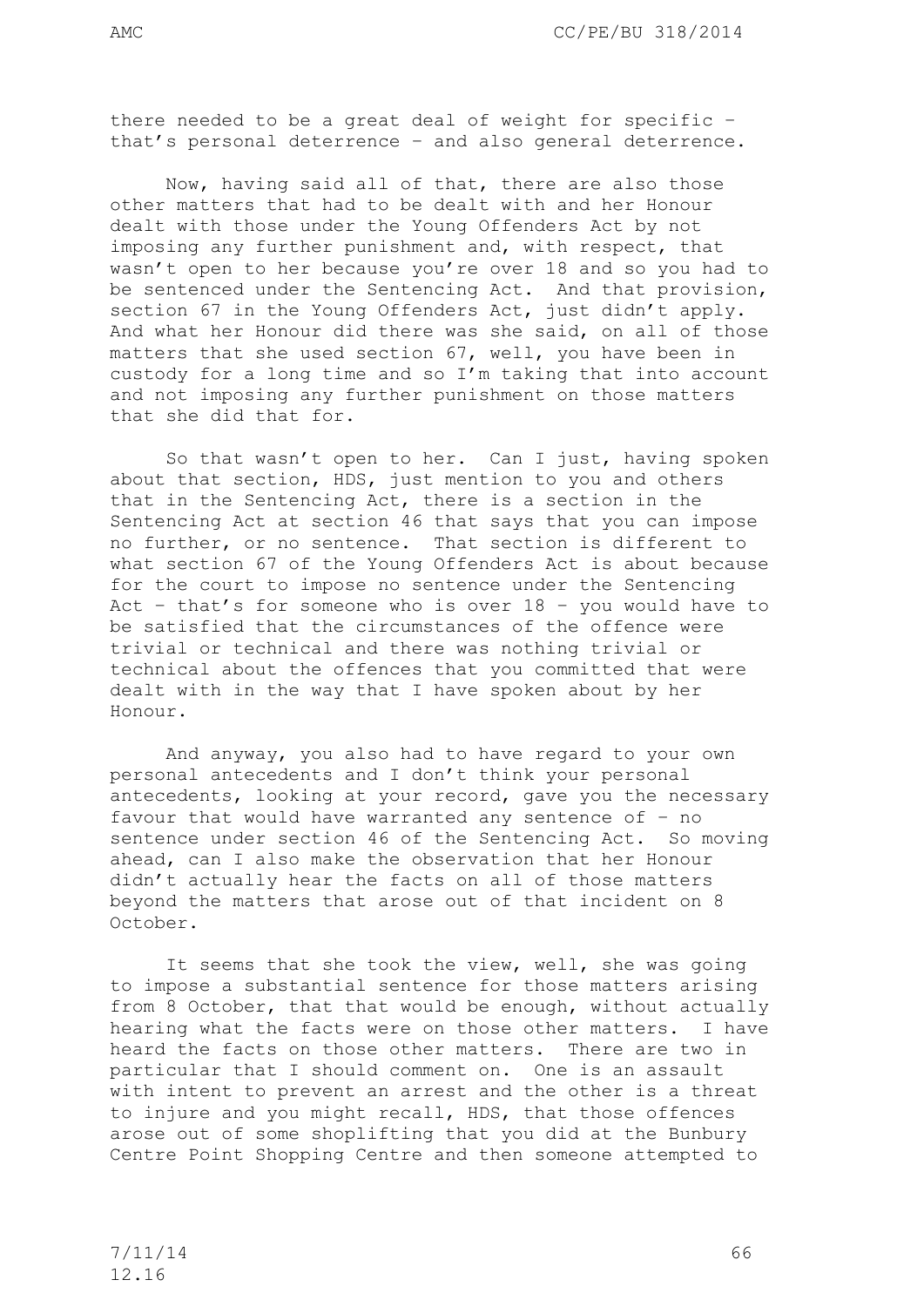there needed to be a great deal of weight for specific – that's personal deterrence – and also general deterrence.

Now, having said all of that, there are also those other matters that had to be dealt with and her Honour dealt with those under the Young Offenders Act by not imposing any further punishment and, with respect, that wasn't open to her because you're over 18 and so you had to be sentenced under the Sentencing Act. And that provision, section 67 in the Young Offenders Act, just didn't apply. And what her Honour did there was she said, on all of those matters that she used section 67, well, you have been in custody for a long time and so I'm taking that into account and not imposing any further punishment on those matters that she did that for.

So that wasn't open to her. Can I just, having spoken about that section, HDS, just mention to you and others that in the Sentencing Act, there is a section in the Sentencing Act at section 46 that says that you can impose no further, or no sentence. That section is different to what section 67 of the Young Offenders Act is about because for the court to impose no sentence under the Sentencing Act – that's for someone who is over 18 – you would have to be satisfied that the circumstances of the offence were trivial or technical and there was nothing trivial or technical about the offences that you committed that were dealt with in the way that I have spoken about by her Honour.

And anyway, you also had to have regard to your own personal antecedents and I don't think your personal antecedents, looking at your record, gave you the necessary favour that would have warranted any sentence of – no sentence under section 46 of the Sentencing Act. So moving ahead, can I also make the observation that her Honour didn't actually hear the facts on all of those matters beyond the matters that arose out of that incident on 8 October.

It seems that she took the view, well, she was going to impose a substantial sentence for those matters arising from 8 October, that that would be enough, without actually hearing what the facts were on those other matters. I have heard the facts on those other matters. There are two in particular that I should comment on. One is an assault with intent to prevent an arrest and the other is a threat to injure and you might recall, HDS, that those offences arose out of some shoplifting that you did at the Bunbury Centre Point Shopping Centre and then someone attempted to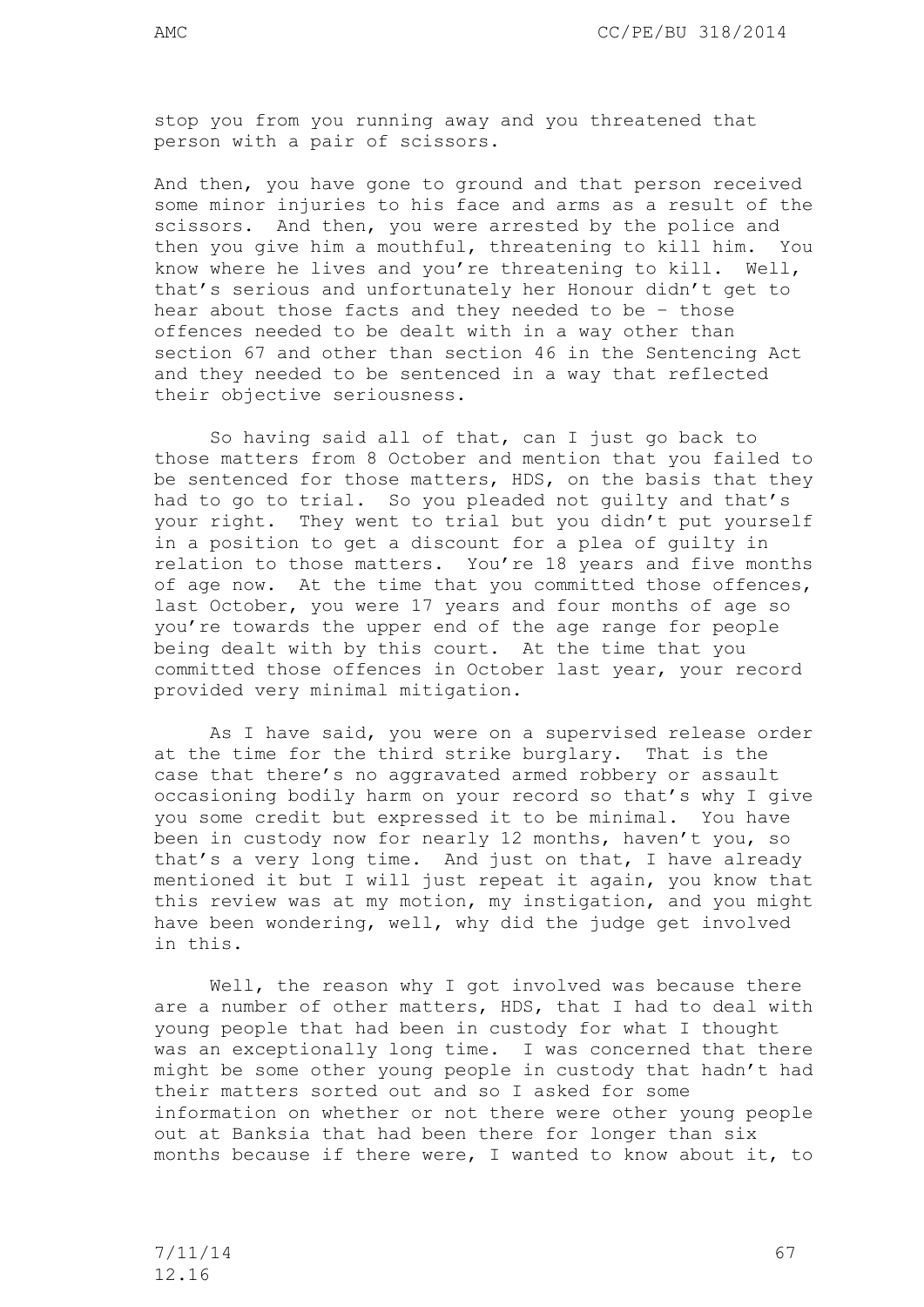stop you from you running away and you threatened that person with a pair of scissors.

And then, you have gone to ground and that person received some minor injuries to his face and arms as a result of the scissors. And then, you were arrested by the police and then you give him a mouthful, threatening to kill him. You know where he lives and you're threatening to kill. Well, that's serious and unfortunately her Honour didn't get to hear about those facts and they needed to be – those offences needed to be dealt with in a way other than section 67 and other than section 46 in the Sentencing Act and they needed to be sentenced in a way that reflected their objective seriousness.

So having said all of that, can I just go back to those matters from 8 October and mention that you failed to be sentenced for those matters, HDS, on the basis that they had to go to trial. So you pleaded not guilty and that's your right. They went to trial but you didn't put yourself in a position to get a discount for a plea of guilty in relation to those matters. You're 18 years and five months of age now. At the time that you committed those offences, last October, you were 17 years and four months of age so you're towards the upper end of the age range for people being dealt with by this court. At the time that you committed those offences in October last year, your record provided very minimal mitigation.

As I have said, you were on a supervised release order at the time for the third strike burglary. That is the case that there's no aggravated armed robbery or assault occasioning bodily harm on your record so that's why I give you some credit but expressed it to be minimal. You have been in custody now for nearly 12 months, haven't you, so that's a very long time. And just on that, I have already mentioned it but I will just repeat it again, you know that this review was at my motion, my instigation, and you might have been wondering, well, why did the judge get involved in this.

Well, the reason why I got involved was because there are a number of other matters, HDS, that I had to deal with young people that had been in custody for what I thought was an exceptionally long time. I was concerned that there might be some other young people in custody that hadn't had their matters sorted out and so I asked for some information on whether or not there were other young people out at Banksia that had been there for longer than six months because if there were, I wanted to know about it, to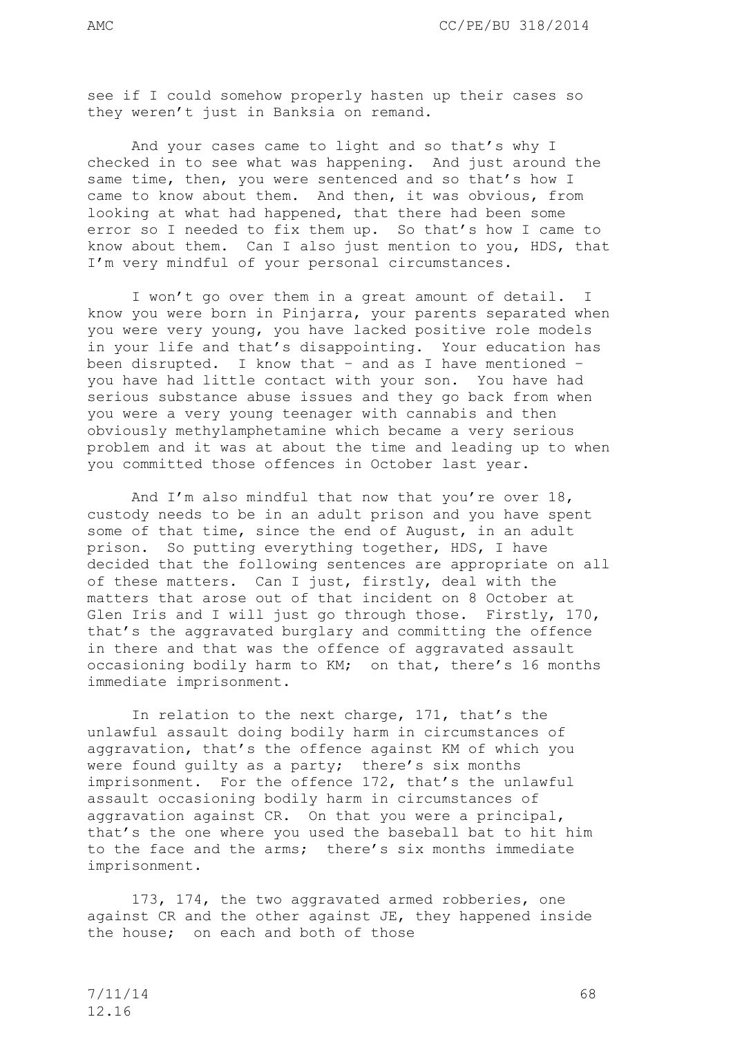see if I could somehow properly hasten up their cases so they weren't just in Banksia on remand.

And your cases came to light and so that's why I checked in to see what was happening. And just around the same time, then, you were sentenced and so that's how I came to know about them. And then, it was obvious, from looking at what had happened, that there had been some error so I needed to fix them up. So that's how I came to know about them. Can I also just mention to you, HDS, that I'm very mindful of your personal circumstances.

I won't go over them in a great amount of detail. I know you were born in Pinjarra, your parents separated when you were very young, you have lacked positive role models in your life and that's disappointing. Your education has been disrupted. I know that – and as I have mentioned – you have had little contact with your son. You have had serious substance abuse issues and they go back from when you were a very young teenager with cannabis and then obviously methylamphetamine which became a very serious problem and it was at about the time and leading up to when you committed those offences in October last year.

And I'm also mindful that now that you're over 18, custody needs to be in an adult prison and you have spent some of that time, since the end of August, in an adult prison. So putting everything together, HDS, I have decided that the following sentences are appropriate on all of these matters. Can I just, firstly, deal with the matters that arose out of that incident on 8 October at Glen Iris and I will just go through those. Firstly, 170, that's the aggravated burglary and committing the offence in there and that was the offence of aggravated assault occasioning bodily harm to KM; on that, there's 16 months immediate imprisonment.

In relation to the next charge, 171, that's the unlawful assault doing bodily harm in circumstances of aggravation, that's the offence against KM of which you were found guilty as a party; there's six months imprisonment. For the offence 172, that's the unlawful assault occasioning bodily harm in circumstances of aggravation against CR. On that you were a principal, that's the one where you used the baseball bat to hit him to the face and the arms; there's six months immediate imprisonment.

173, 174, the two aggravated armed robberies, one against CR and the other against JE, they happened inside the house; on each and both of those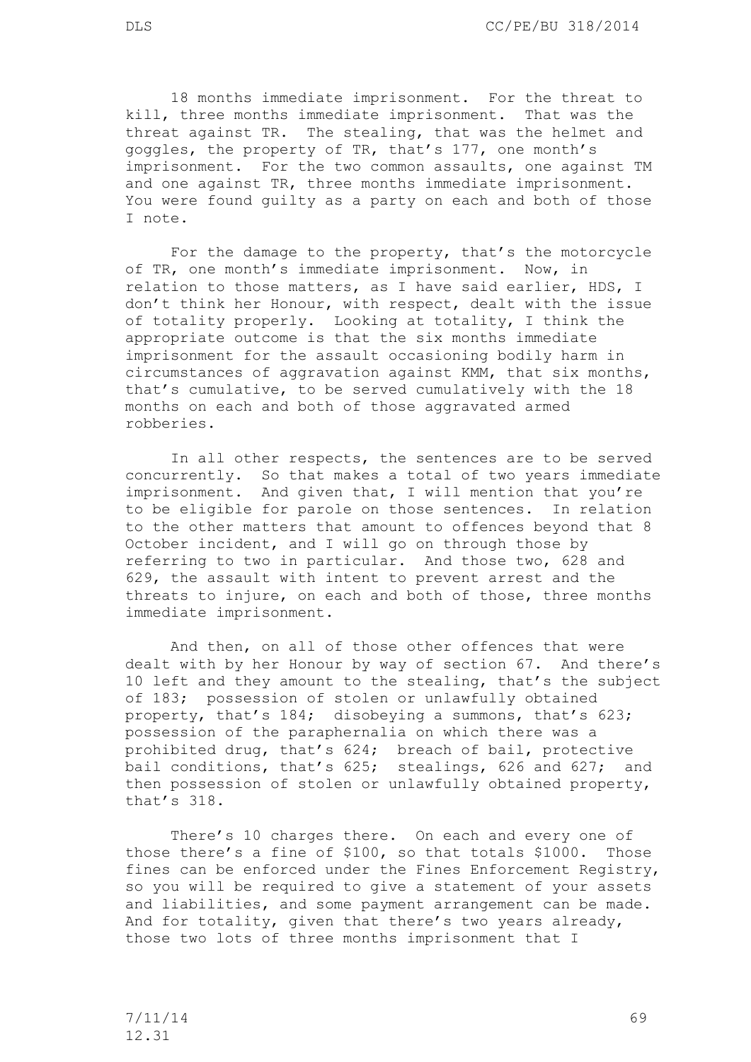18 months immediate imprisonment. For the threat to kill, three months immediate imprisonment. That was the threat against TR. The stealing, that was the helmet and goggles, the property of TR, that's 177, one month's imprisonment. For the two common assaults, one against TM and one against TR, three months immediate imprisonment. You were found guilty as a party on each and both of those I note.

For the damage to the property, that's the motorcycle of TR, one month's immediate imprisonment. Now, in relation to those matters, as I have said earlier, HDS, I don't think her Honour, with respect, dealt with the issue of totality properly. Looking at totality, I think the appropriate outcome is that the six months immediate imprisonment for the assault occasioning bodily harm in circumstances of aggravation against KMM, that six months, that's cumulative, to be served cumulatively with the 18 months on each and both of those aggravated armed robberies.

In all other respects, the sentences are to be served concurrently. So that makes a total of two years immediate imprisonment. And given that, I will mention that you're to be eligible for parole on those sentences. In relation to the other matters that amount to offences beyond that 8 October incident, and I will go on through those by referring to two in particular. And those two, 628 and 629, the assault with intent to prevent arrest and the threats to injure, on each and both of those, three months immediate imprisonment.

And then, on all of those other offences that were dealt with by her Honour by way of section 67. And there's 10 left and they amount to the stealing, that's the subject of 183; possession of stolen or unlawfully obtained property, that's 184; disobeying a summons, that's 623; possession of the paraphernalia on which there was a prohibited drug, that's 624; breach of bail, protective bail conditions, that's 625; stealings, 626 and 627; and then possession of stolen or unlawfully obtained property, that's 318.

There's 10 charges there. On each and every one of those there's a fine of $100, so that totals $1000. Those fines can be enforced under the Fines Enforcement Registry, so you will be required to give a statement of your assets and liabilities, and some payment arrangement can be made. And for totality, given that there's two years already, those two lots of three months imprisonment that I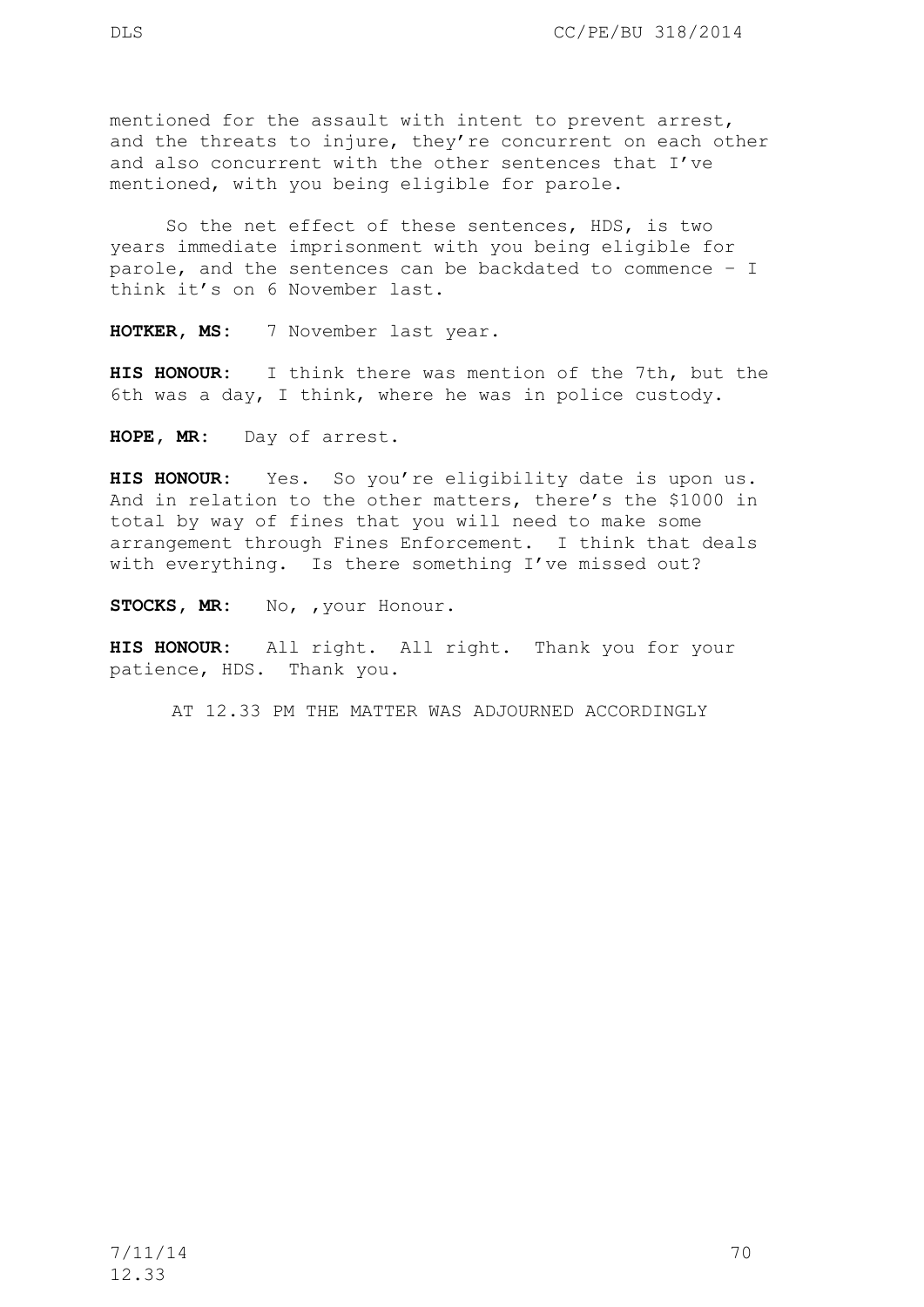mentioned for the assault with intent to prevent arrest, and the threats to injure, they're concurrent on each other and also concurrent with the other sentences that I've mentioned, with you being eligible for parole.

So the net effect of these sentences, HDS, is two years immediate imprisonment with you being eligible for parole, and the sentences can be backdated to commence – I think it's on 6 November last.

**HOTKER, MS:** 7 November last year.

**HIS HONOUR:** I think there was mention of the 7th, but the 6th was a day, I think, where he was in police custody.

**HOPE, MR:** Day of arrest.

**HIS HONOUR:** Yes. So you're eligibility date is upon us. And in relation to the other matters, there's the $1000 in total by way of fines that you will need to make some arrangement through Fines Enforcement. I think that deals with everything. Is there something I've missed out?

**STOCKS, MR:** No, ,your Honour.

**HIS HONOUR:** All right. All right. Thank you for your patience, HDS. Thank you.

AT 12.33 PM THE MATTER WAS ADJOURNED ACCORDINGLY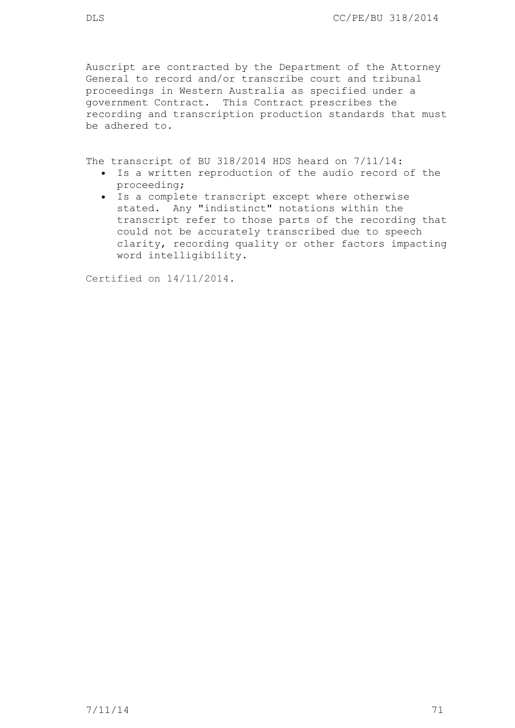Auscript are contracted by the Department of the Attorney General to record and/or transcribe court and tribunal proceedings in Western Australia as specified under a government Contract. This Contract prescribes the recording and transcription production standards that must be adhered to.

The transcript of BU 318/2014 HDS heard on 7/11/14:

- Is a written reproduction of the audio record of the proceeding;
- Is a complete transcript except where otherwise stated. Any "indistinct" notations within the transcript refer to those parts of the recording that could not be accurately transcribed due to speech clarity, recording quality or other factors impacting word intelligibility.

Certified on 14/11/2014.